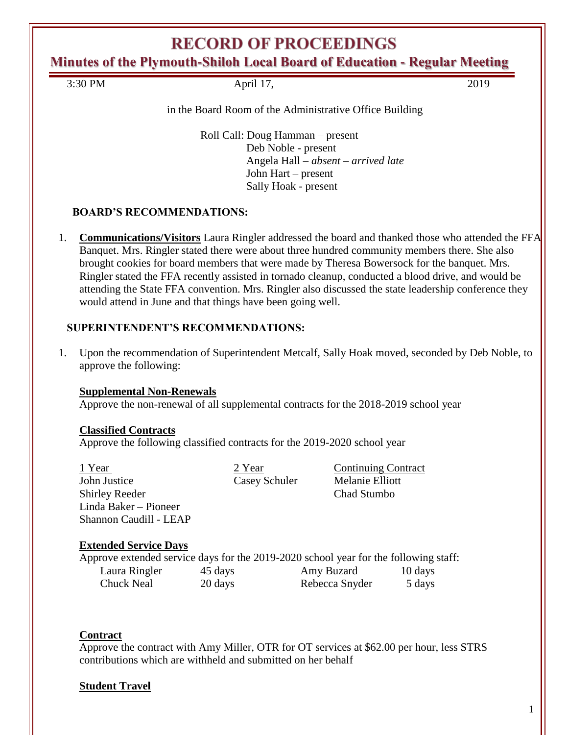# RECORD OF PROCEEDINGS

## Minutes of the Plymouth-Shiloh Local Board of Education - Regular Meeting

3:30 PM April 17, 2019

in the Board Room of the Administrative Office Building

Roll Call: Doug Hamman – present
Deb Noble - present
Angela Hall – *absent – arrived late*
John Hart – present
Sally Hoak - present

**BOARD'S RECOMMENDATIONS:**

1. **Communications/Visitors** Laura Ringler addressed the board and thanked those who attended the FFA Banquet. Mrs. Ringler stated there were about three hundred community members there. She also brought cookies for board members that were made by Theresa Bowersock for the banquet. Mrs. Ringler stated the FFA recently assisted in tornado cleanup, conducted a blood drive, and would be attending the State FFA convention. Mrs. Ringler also discussed the state leadership conference they would attend in June and that things have been going well.

**SUPERINTENDENT'S RECOMMENDATIONS:**

1. Upon the recommendation of Superintendent Metcalf, Sally Hoak moved, seconded by Deb Noble, to approve the following:

**Supplemental Non-Renewals**
Approve the non-renewal of all supplemental contracts for the 2018-2019 school year

**Classified Contracts**
Approve the following classified contracts for the 2019-2020 school year

| 1 Year | 2 Year | Continuing Contract |
|---|---|---|
| John Justice | Casey Schuler | Melanie Elliott |
| Shirley Reeder | | Chad Stumbo |
| Linda Baker – Pioneer | | |
| Shannon Caudill - LEAP | | |

**Extended Service Days**
Approve extended service days for the 2019-2020 school year for the following staff:

| | | | |
|---|---|---|---|
| Laura Ringler | 45 days | Amy Buzard | 10 days |
| Chuck Neal | 20 days | Rebecca Snyder | 5 days |

**Contract**
Approve the contract with Amy Miller, OTR for OT services at $62.00 per hour, less STRS contributions which are withheld and submitted on her behalf

**Student Travel**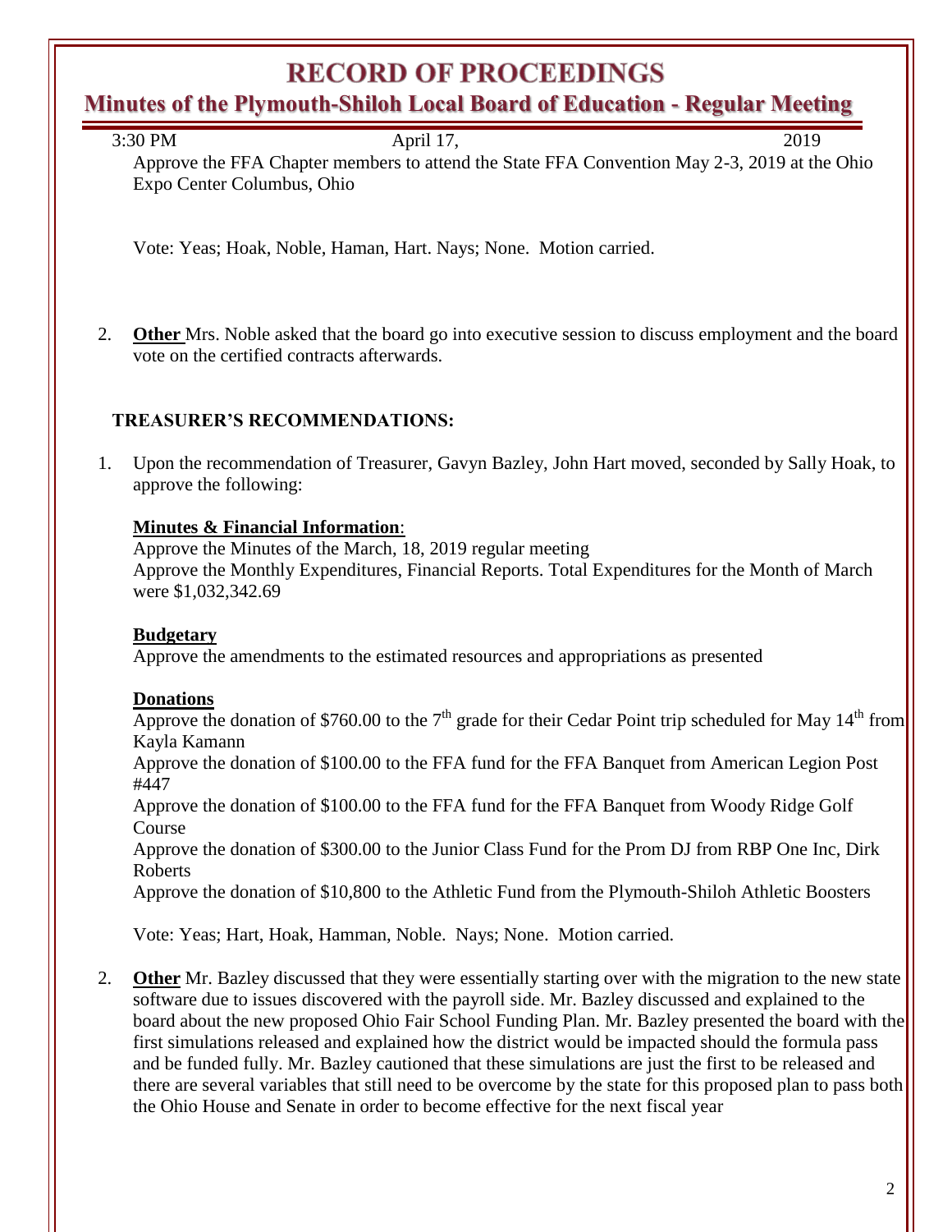3:30 PM April 17, 2019

Approve the FFA Chapter members to attend the State FFA Convention May 2-3, 2019 at the Ohio Expo Center Columbus, Ohio

Vote: Yeas; Hoak, Noble, Haman, Hart. Nays; None. Motion carried.

2. **Other** Mrs. Noble asked that the board go into executive session to discuss employment and the board vote on the certified contracts afterwards.

## TREASURER'S RECOMMENDATIONS:

1. Upon the recommendation of Treasurer, Gavyn Bazley, John Hart moved, seconded by Sally Hoak, to approve the following:

**Minutes & Financial Information**:
Approve the Minutes of the March, 18, 2019 regular meeting
Approve the Monthly Expenditures, Financial Reports. Total Expenditures for the Month of March were $1,032,342.69

**Budgetary**
Approve the amendments to the estimated resources and appropriations as presented

**Donations**
Approve the donation of $760.00 to the 7th grade for their Cedar Point trip scheduled for May 14th from Kayla Kamann
Approve the donation of $100.00 to the FFA fund for the FFA Banquet from American Legion Post #447
Approve the donation of $100.00 to the FFA fund for the FFA Banquet from Woody Ridge Golf Course
Approve the donation of $300.00 to the Junior Class Fund for the Prom DJ from RBP One Inc, Dirk Roberts
Approve the donation of $10,800 to the Athletic Fund from the Plymouth-Shiloh Athletic Boosters

Vote: Yeas; Hart, Hoak, Hamman, Noble. Nays; None. Motion carried.

2. **Other** Mr. Bazley discussed that they were essentially starting over with the migration to the new state software due to issues discovered with the payroll side. Mr. Bazley discussed and explained to the board about the new proposed Ohio Fair School Funding Plan. Mr. Bazley presented the board with the first simulations released and explained how the district would be impacted should the formula pass and be funded fully. Mr. Bazley cautioned that these simulations are just the first to be released and there are several variables that still need to be overcome by the state for this proposed plan to pass both the Ohio House and Senate in order to become effective for the next fiscal year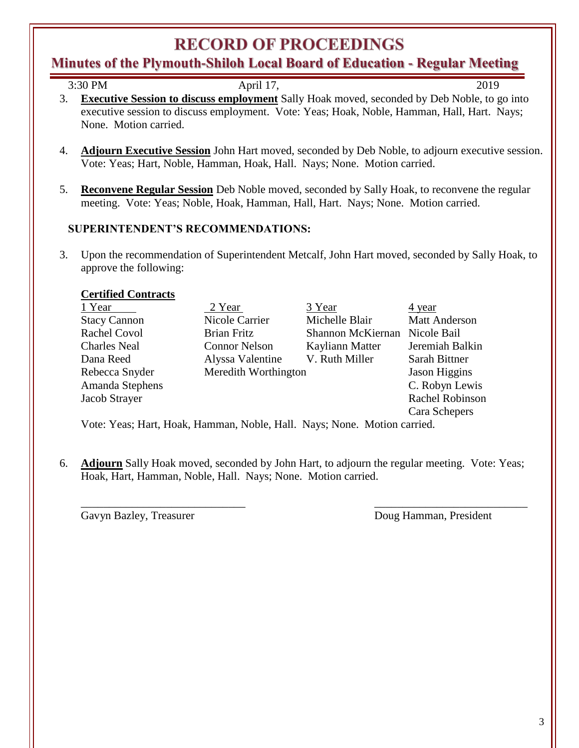3:30 PM April 17, 2019

3. **Executive Session to discuss employment** Sally Hoak moved, seconded by Deb Noble, to go into executive session to discuss employment. Vote: Yeas; Hoak, Noble, Hamman, Hall, Hart. Nays; None. Motion carried.

4. **Adjourn Executive Session** John Hart moved, seconded by Deb Noble, to adjourn executive session. Vote: Yeas; Hart, Noble, Hamman, Hoak, Hall. Nays; None. Motion carried.

5. **Reconvene Regular Session** Deb Noble moved, seconded by Sally Hoak, to reconvene the regular meeting. Vote: Yeas; Noble, Hoak, Hamman, Hall, Hart. Nays; None. Motion carried.

**SUPERINTENDENT'S RECOMMENDATIONS:**

3. Upon the recommendation of Superintendent Metcalf, John Hart moved, seconded by Sally Hoak, to approve the following:

**Certified Contracts**

| 1 Year | 2 Year | 3 Year | 4 year |
|---|---|---|---|
| Stacy Cannon | Nicole Carrier | Michelle Blair | Matt Anderson |
| Rachel Covol | Brian Fritz | Shannon McKiernan | Nicole Bail |
| Charles Neal | Connor Nelson | Kayliann Matter | Jeremiah Balkin |
| Dana Reed | Alyssa Valentine | V. Ruth Miller | Sarah Bittner |
| Rebecca Snyder | Meredith Worthington | | Jason Higgins |
| Amanda Stephens | | | C. Robyn Lewis |
| Jacob Strayer | | | Rachel Robinson |
| | | | Cara Schepers |

Vote: Yeas; Hart, Hoak, Hamman, Noble, Hall. Nays; None. Motion carried.

6. **Adjourn** Sally Hoak moved, seconded by John Hart, to adjourn the regular meeting. Vote: Yeas; Hoak, Hart, Hamman, Noble, Hall. Nays; None. Motion carried.

_____________________________ _____________________________

Gavyn Bazley, Treasurer Doug Hamman, President